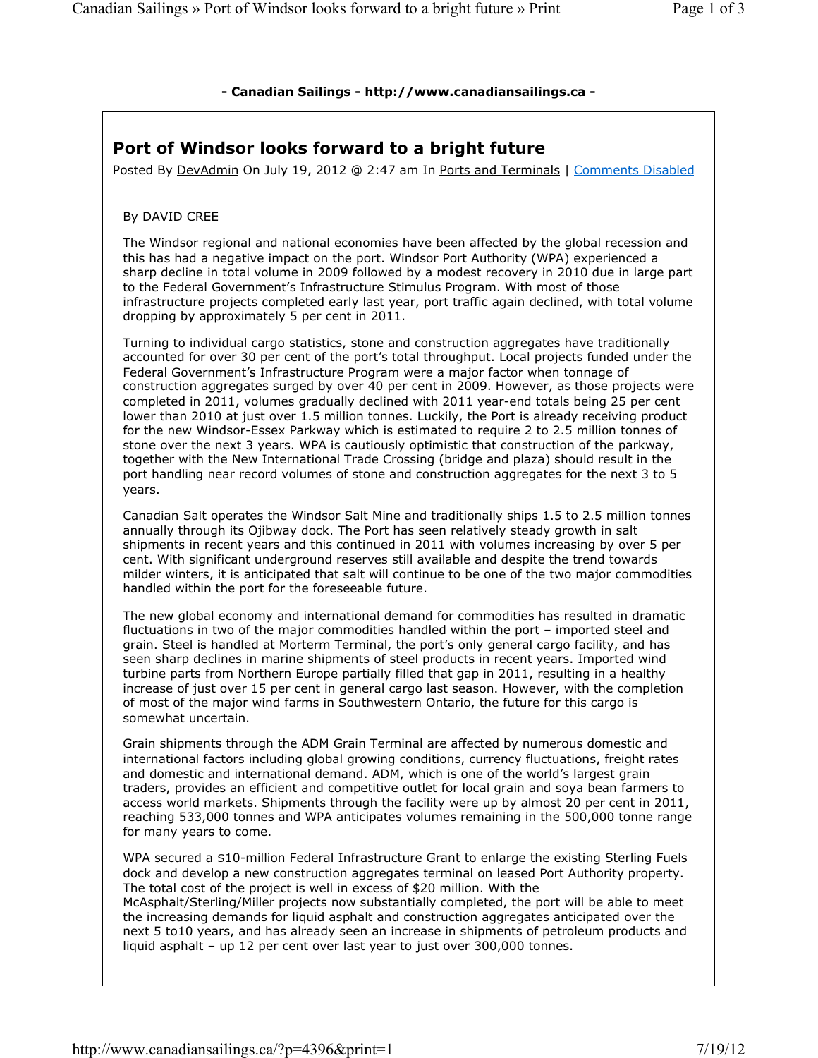**- Canadian Sailings - http://www.canadiansailings.ca -**

# Port of Windsor looks forward to a bright future

Posted By DevAdmin On July 19, 2012 @ 2:47 am In Ports and Terminals | Comments Disabled

By DAVID CREE

The Windsor regional and national economies have been affected by the global recession and this has had a negative impact on the port. Windsor Port Authority (WPA) experienced a sharp decline in total volume in 2009 followed by a modest recovery in 2010 due in large part to the Federal Government's Infrastructure Stimulus Program. With most of those infrastructure projects completed early last year, port traffic again declined, with total volume dropping by approximately 5 per cent in 2011.

Turning to individual cargo statistics, stone and construction aggregates have traditionally accounted for over 30 per cent of the port's total throughput. Local projects funded under the Federal Government's Infrastructure Program were a major factor when tonnage of construction aggregates surged by over 40 per cent in 2009. However, as those projects were completed in 2011, volumes gradually declined with 2011 year-end totals being 25 per cent lower than 2010 at just over 1.5 million tonnes. Luckily, the Port is already receiving product for the new Windsor-Essex Parkway which is estimated to require 2 to 2.5 million tonnes of stone over the next 3 years. WPA is cautiously optimistic that construction of the parkway, together with the New International Trade Crossing (bridge and plaza) should result in the port handling near record volumes of stone and construction aggregates for the next 3 to 5 years.

Canadian Salt operates the Windsor Salt Mine and traditionally ships 1.5 to 2.5 million tonnes annually through its Ojibway dock. The Port has seen relatively steady growth in salt shipments in recent years and this continued in 2011 with volumes increasing by over 5 per cent. With significant underground reserves still available and despite the trend towards milder winters, it is anticipated that salt will continue to be one of the two major commodities handled within the port for the foreseeable future.

The new global economy and international demand for commodities has resulted in dramatic fluctuations in two of the major commodities handled within the port – imported steel and grain. Steel is handled at Morterm Terminal, the port's only general cargo facility, and has seen sharp declines in marine shipments of steel products in recent years. Imported wind turbine parts from Northern Europe partially filled that gap in 2011, resulting in a healthy increase of just over 15 per cent in general cargo last season. However, with the completion of most of the major wind farms in Southwestern Ontario, the future for this cargo is somewhat uncertain.

Grain shipments through the ADM Grain Terminal are affected by numerous domestic and international factors including global growing conditions, currency fluctuations, freight rates and domestic and international demand. ADM, which is one of the world's largest grain traders, provides an efficient and competitive outlet for local grain and soya bean farmers to access world markets. Shipments through the facility were up by almost 20 per cent in 2011, reaching 533,000 tonnes and WPA anticipates volumes remaining in the 500,000 tonne range for many years to come.

WPA secured a $10-million Federal Infrastructure Grant to enlarge the existing Sterling Fuels dock and develop a new construction aggregates terminal on leased Port Authority property. The total cost of the project is well in excess of $20 million. With the McAsphalt/Sterling/Miller projects now substantially completed, the port will be able to meet the increasing demands for liquid asphalt and construction aggregates anticipated over the next 5 to10 years, and has already seen an increase in shipments of petroleum products and liquid asphalt – up 12 per cent over last year to just over 300,000 tonnes.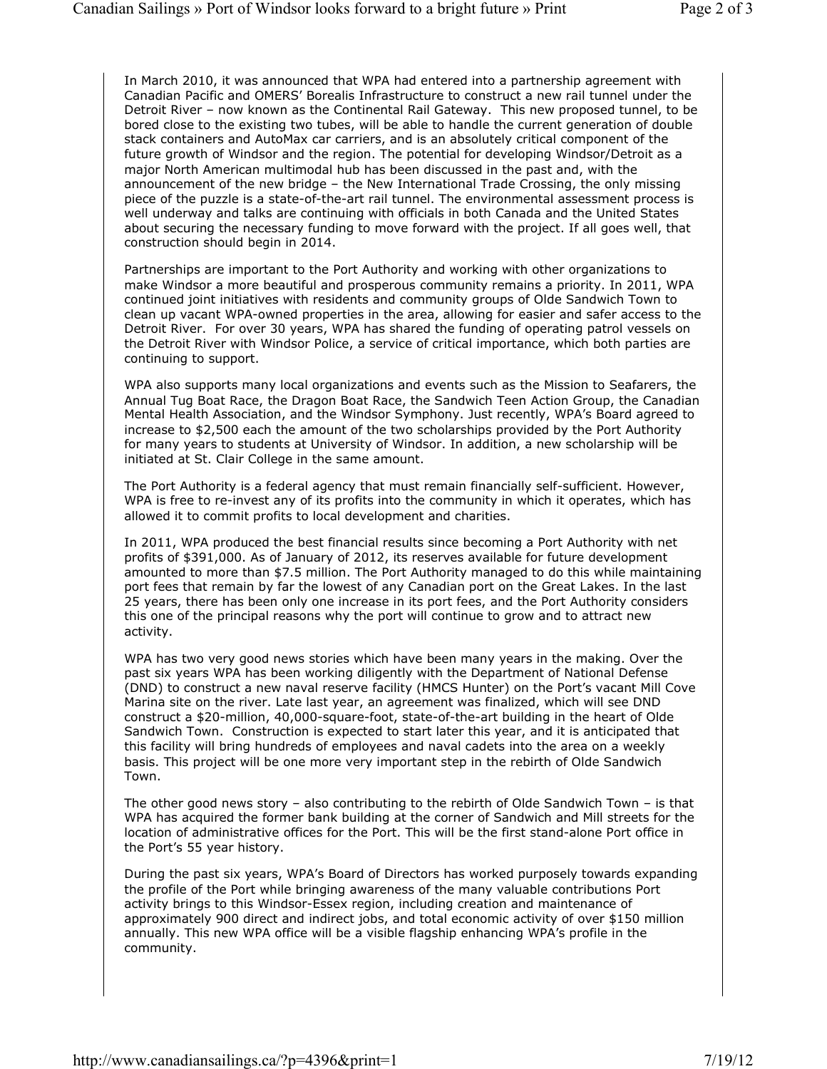In March 2010, it was announced that WPA had entered into a partnership agreement with Canadian Pacific and OMERS' Borealis Infrastructure to construct a new rail tunnel under the Detroit River – now known as the Continental Rail Gateway. This new proposed tunnel, to be bored close to the existing two tubes, will be able to handle the current generation of double stack containers and AutoMax car carriers, and is an absolutely critical component of the future growth of Windsor and the region. The potential for developing Windsor/Detroit as a major North American multimodal hub has been discussed in the past and, with the announcement of the new bridge – the New International Trade Crossing, the only missing piece of the puzzle is a state-of-the-art rail tunnel. The environmental assessment process is well underway and talks are continuing with officials in both Canada and the United States about securing the necessary funding to move forward with the project. If all goes well, that construction should begin in 2014.

Partnerships are important to the Port Authority and working with other organizations to make Windsor a more beautiful and prosperous community remains a priority. In 2011, WPA continued joint initiatives with residents and community groups of Olde Sandwich Town to clean up vacant WPA-owned properties in the area, allowing for easier and safer access to the Detroit River. For over 30 years, WPA has shared the funding of operating patrol vessels on the Detroit River with Windsor Police, a service of critical importance, which both parties are continuing to support.

WPA also supports many local organizations and events such as the Mission to Seafarers, the Annual Tug Boat Race, the Dragon Boat Race, the Sandwich Teen Action Group, the Canadian Mental Health Association, and the Windsor Symphony. Just recently, WPA's Board agreed to increase to $2,500 each the amount of the two scholarships provided by the Port Authority for many years to students at University of Windsor. In addition, a new scholarship will be initiated at St. Clair College in the same amount.

The Port Authority is a federal agency that must remain financially self-sufficient. However, WPA is free to re-invest any of its profits into the community in which it operates, which has allowed it to commit profits to local development and charities.

In 2011, WPA produced the best financial results since becoming a Port Authority with net profits of $391,000. As of January of 2012, its reserves available for future development amounted to more than $7.5 million. The Port Authority managed to do this while maintaining port fees that remain by far the lowest of any Canadian port on the Great Lakes. In the last 25 years, there has been only one increase in its port fees, and the Port Authority considers this one of the principal reasons why the port will continue to grow and to attract new activity.

WPA has two very good news stories which have been many years in the making. Over the past six years WPA has been working diligently with the Department of National Defense (DND) to construct a new naval reserve facility (HMCS Hunter) on the Port's vacant Mill Cove Marina site on the river. Late last year, an agreement was finalized, which will see DND construct a $20-million, 40,000-square-foot, state-of-the-art building in the heart of Olde Sandwich Town. Construction is expected to start later this year, and it is anticipated that this facility will bring hundreds of employees and naval cadets into the area on a weekly basis. This project will be one more very important step in the rebirth of Olde Sandwich Town.

The other good news story – also contributing to the rebirth of Olde Sandwich Town – is that WPA has acquired the former bank building at the corner of Sandwich and Mill streets for the location of administrative offices for the Port. This will be the first stand-alone Port office in the Port's 55 year history.

During the past six years, WPA's Board of Directors has worked purposely towards expanding the profile of the Port while bringing awareness of the many valuable contributions Port activity brings to this Windsor-Essex region, including creation and maintenance of approximately 900 direct and indirect jobs, and total economic activity of over $150 million annually. This new WPA office will be a visible flagship enhancing WPA's profile in the community.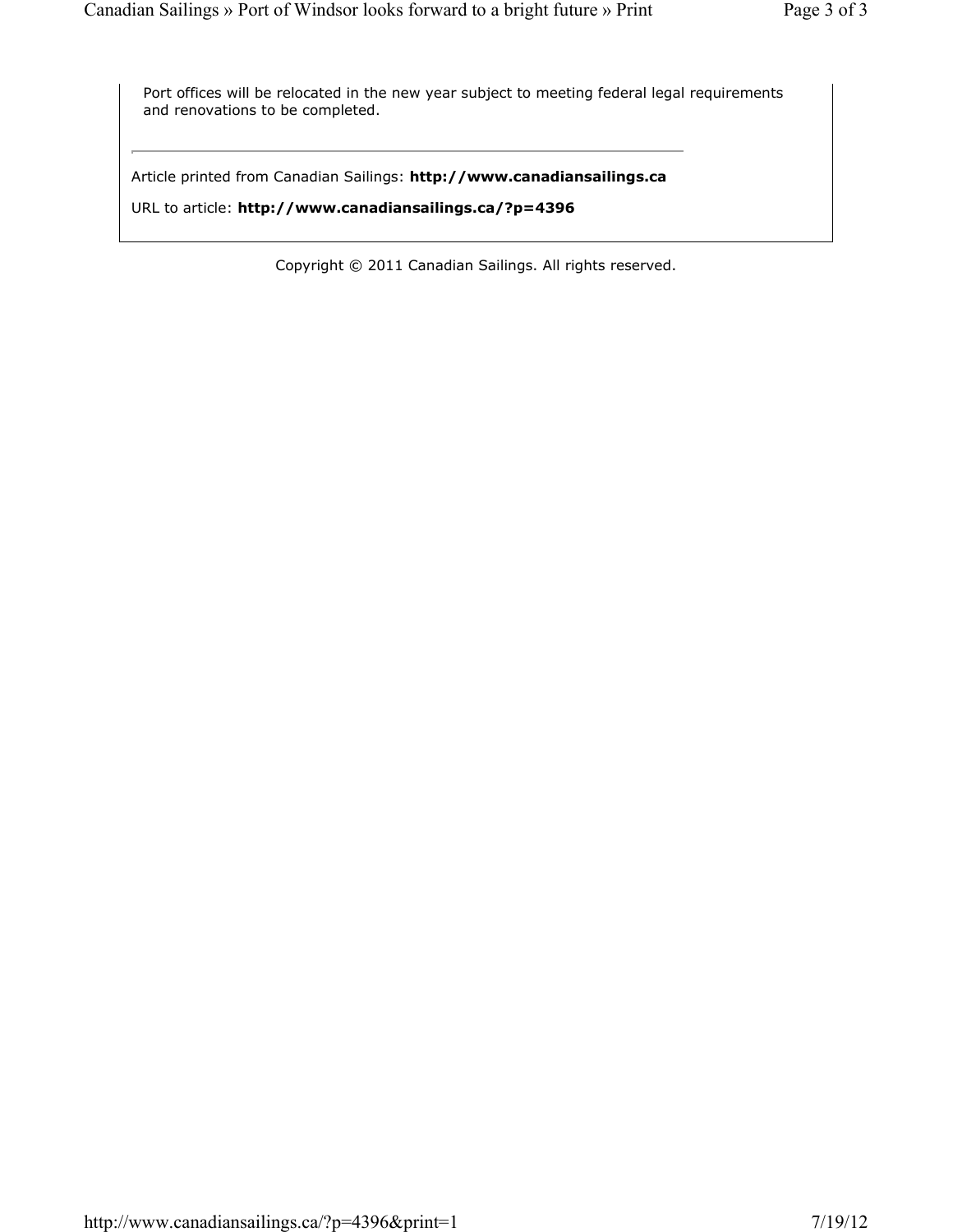Port offices will be relocated in the new year subject to meeting federal legal requirements and renovations to be completed.

---

Article printed from Canadian Sailings: **http://www.canadiansailings.ca**

URL to article: **http://www.canadiansailings.ca/?p=4396**

Copyright © 2011 Canadian Sailings. All rights reserved.